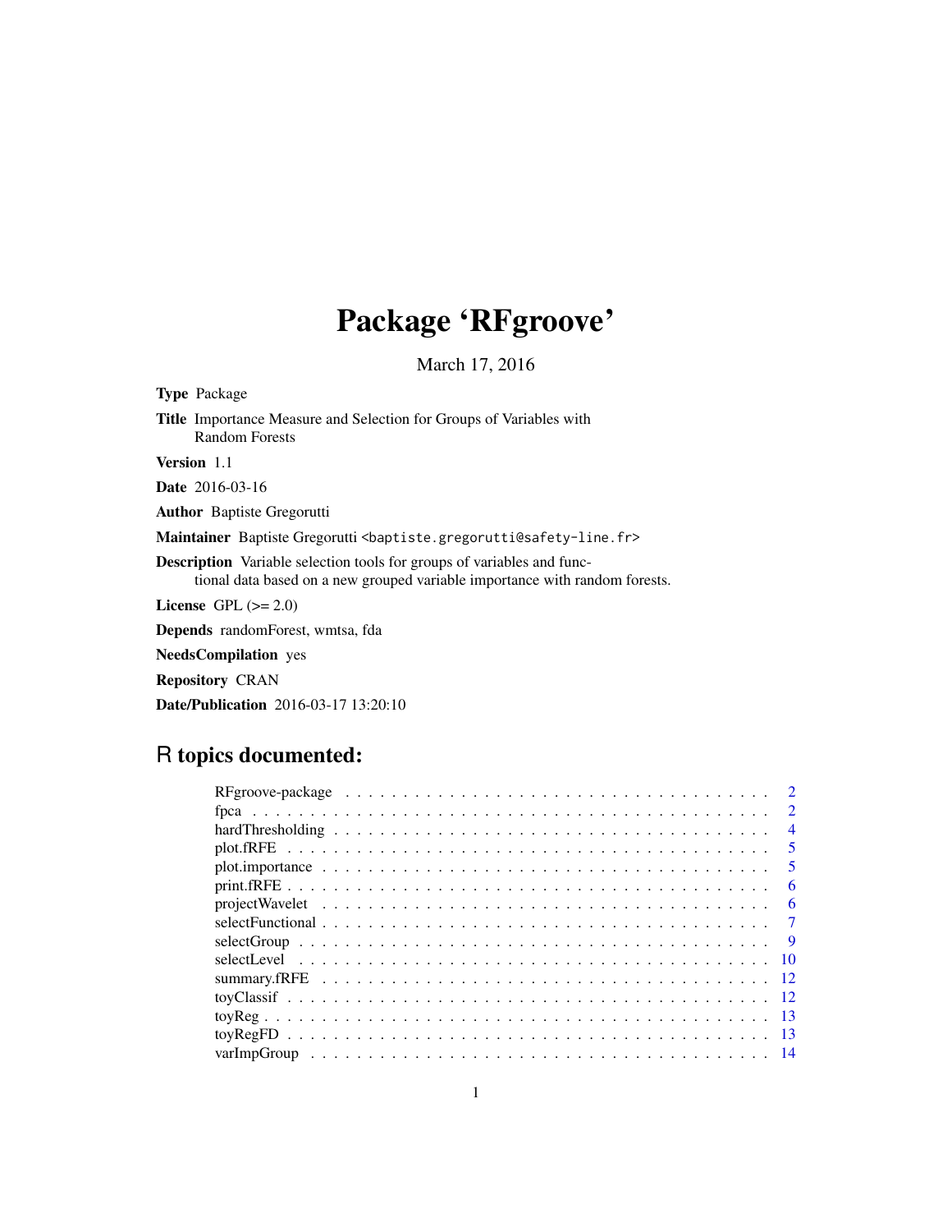# Package 'RFgroove'

March 17, 2016

**Type** Package

**Title** Importance Measure and Selection for Groups of Variables with Random Forests

**Version** 1.1

**Date** 2016-03-16

**Author** Baptiste Gregorutti

**Maintainer** Baptiste Gregorutti <baptiste.gregorutti@safety-line.fr>

**Description** Variable selection tools for groups of variables and functional data based on a new grouped variable importance with random forests.

**License** GPL (>= 2.0)

**Depends** randomForest, wmtsa, fda

**NeedsCompilation** yes

**Repository** CRAN

**Date/Publication** 2016-03-17 13:20:10

## R topics documented:

| | |
|---|---|
| RFgroove-package | 2 |
| fpca | 2 |
| hardThresholding | 4 |
| plot.fRFE | 5 |
| plot.importance | 5 |
| print.fRFE | 6 |
| projectWavelet | 6 |
| selectFunctional | 7 |
| selectGroup | 9 |
| selectLevel | 10 |
| summary.fRFE | 12 |
| toyClassif | 12 |
| toyReg | 13 |
| toyRegFD | 13 |
| varImpGroup | 14 |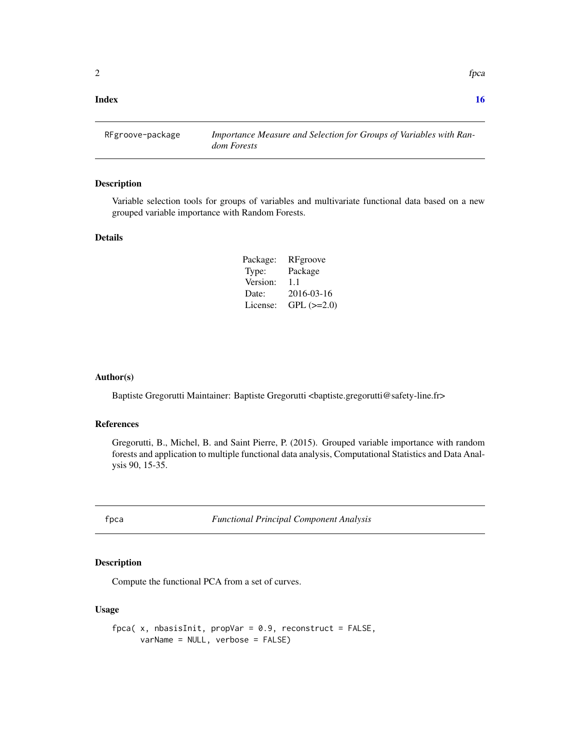**Index** **16**

## RFgroove-package — *Importance Measure and Selection for Groups of Variables with Random Forests*

### Description

Variable selection tools for groups of variables and multivariate functional data based on a new grouped variable importance with Random Forests.

### Details

| | |
|---|---|
| Package: | RFgroove |
| Type: | Package |
| Version: | 1.1 |
| Date: | 2016-03-16 |
| License: | GPL (>=2.0) |

### Author(s)

Baptiste Gregorutti Maintainer: Baptiste Gregorutti <baptiste.gregorutti@safety-line.fr>

### References

Gregorutti, B., Michel, B. and Saint Pierre, P. (2015). Grouped variable importance with random forests and application to multiple functional data analysis, Computational Statistics and Data Analysis 90, 15-35.

## fpca — *Functional Principal Component Analysis*

### Description

Compute the functional PCA from a set of curves.

### Usage

```
fpca( x, nbasisInit, propVar = 0.9, reconstruct = FALSE,
      varName = NULL, verbose = FALSE)
```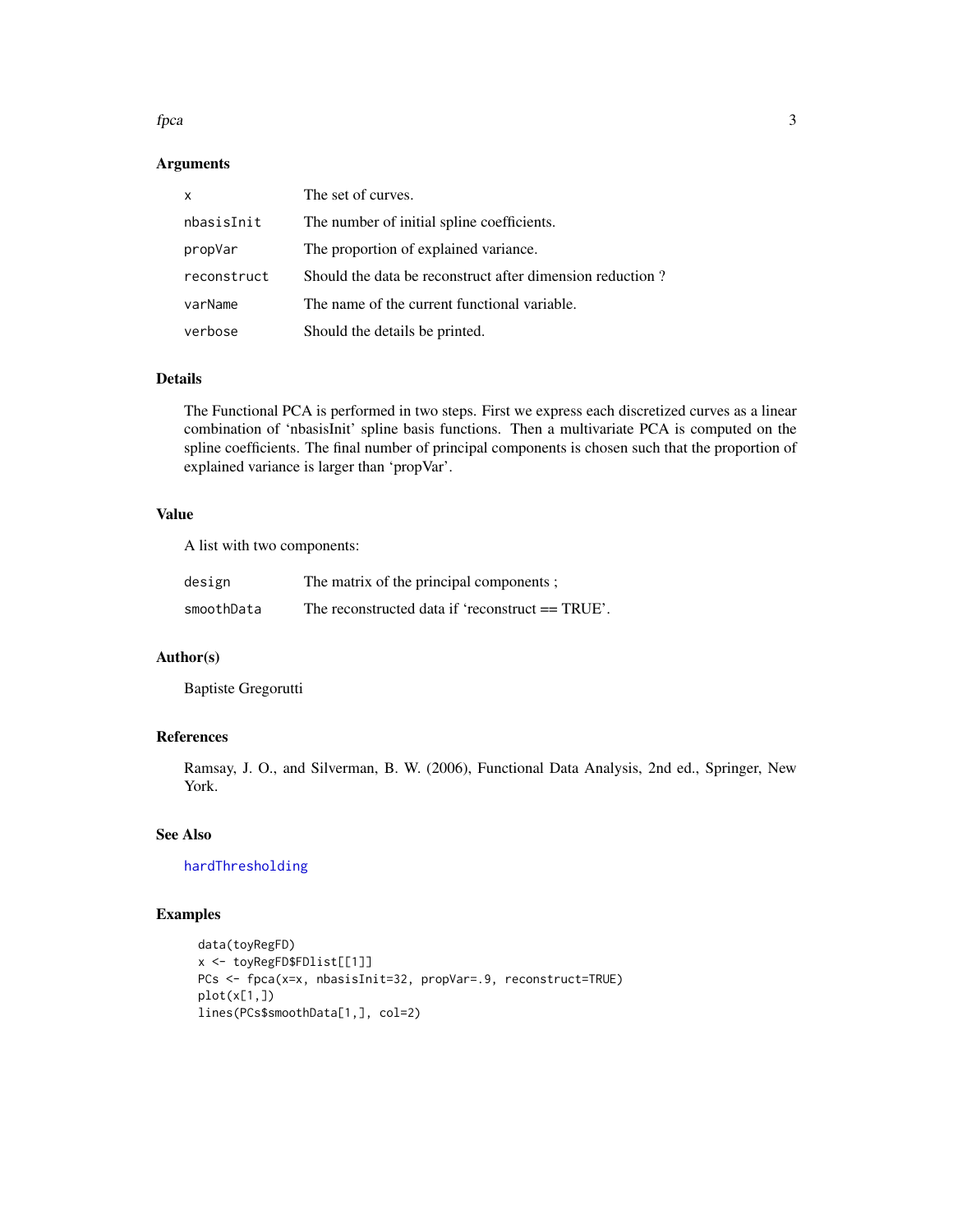### Arguments

| | |
|---|---|
| `x` | The set of curves. |
| `nbasisInit` | The number of initial spline coefficients. |
| `propVar` | The proportion of explained variance. |
| `reconstruct` | Should the data be reconstruct after dimension reduction ? |
| `varName` | The name of the current functional variable. |
| `verbose` | Should the details be printed. |

### Details

The Functional PCA is performed in two steps. First we express each discretized curves as a linear combination of 'nbasisInit' spline basis functions. Then a multivariate PCA is computed on the spline coefficients. The final number of principal components is chosen such that the proportion of explained variance is larger than 'propVar'.

### Value

A list with two components:

| | |
|---|---|
| `design` | The matrix of the principal components ; |
| `smoothData` | The reconstructed data if 'reconstruct == TRUE'. |

### Author(s)

Baptiste Gregorutti

### References

Ramsay, J. O., and Silverman, B. W. (2006), Functional Data Analysis, 2nd ed., Springer, New York.

### See Also

hardThresholding

### Examples

```
data(toyRegFD)
x <- toyRegFD$FDlist[[1]]
PCs <- fpca(x=x, nbasisInit=32, propVar=.9, reconstruct=TRUE)
plot(x[1,])
lines(PCs$smoothData[1,], col=2)
```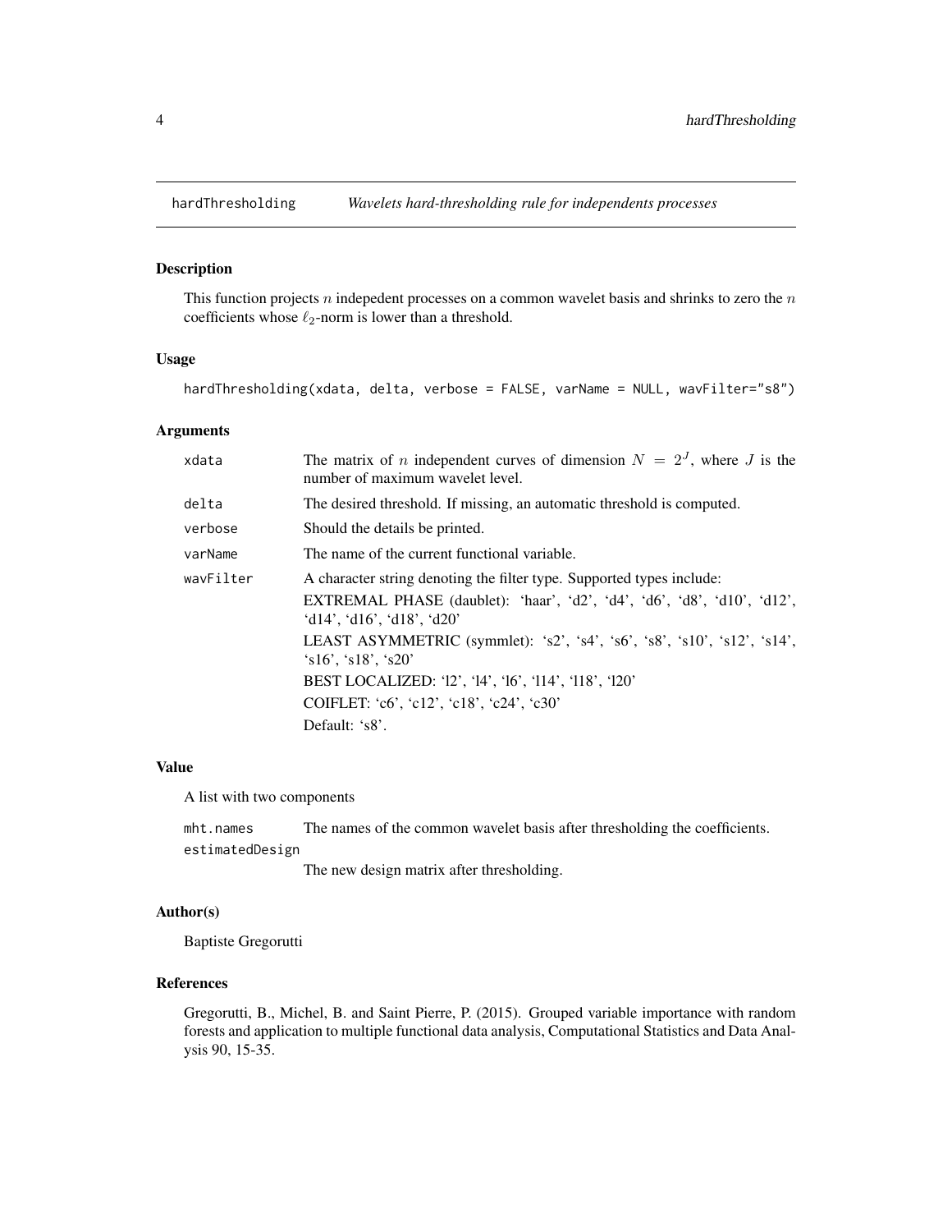# hardThresholding — *Wavelets hard-thresholding rule for independents processes*

## Description

This function projects $n$ indepedent processes on a common wavelet basis and shrinks to zero the $n$ coefficients whose $\ell_2$-norm is lower than a threshold.

## Usage

```
hardThresholding(xdata, delta, verbose = FALSE, varName = NULL, wavFilter="s8")
```

## Arguments

| | |
|---|---|
| xdata | The matrix of $n$ independent curves of dimension $N = 2^J$, where $J$ is the number of maximum wavelet level. |
| delta | The desired threshold. If missing, an automatic threshold is computed. |
| verbose | Should the details be printed. |
| varName | The name of the current functional variable. |
| wavFilter | A character string denoting the filter type. Supported types include: EXTREMAL PHASE (daublet): 'haar', 'd2', 'd4', 'd6', 'd8', 'd10', 'd12', 'd14', 'd16', 'd18', 'd20' LEAST ASYMMETRIC (symmlet): 's2', 's4', 's6', 's8', 's10', 's12', 's14', 's16', 's18', 's20' BEST LOCALIZED: 'l2', 'l4', 'l6', 'l14', 'l18', 'l20' COIFLET: 'c6', 'c12', 'c18', 'c24', 'c30' Default: 's8'. |

## Value

A list with two components

| | |
|---|---|
| mht.names | The names of the common wavelet basis after thresholding the coefficients. |
| estimatedDesign | The new design matrix after thresholding. |

## Author(s)

Baptiste Gregorutti

## References

Gregorutti, B., Michel, B. and Saint Pierre, P. (2015). Grouped variable importance with random forests and application to multiple functional data analysis, Computational Statistics and Data Analysis 90, 15-35.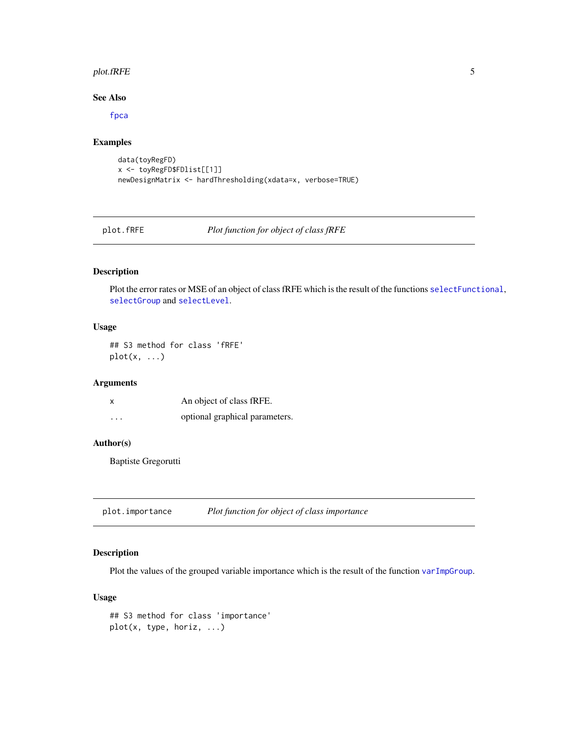### See Also

fpca

### Examples

```
data(toyRegFD)
x <- toyRegFD$FDlist[[1]]
newDesignMatrix <- hardThresholding(xdata=x, verbose=TRUE)
```

---

## plot.fRFE — *Plot function for object of class fRFE*

### Description

Plot the error rates or MSE of an object of class fRFE which is the result of the functions selectFunctional, selectGroup and selectLevel.

### Usage

```
## S3 method for class 'fRFE'
plot(x, ...)
```

### Arguments

| | |
|---|---|
| x | An object of class fRFE. |
| ... | optional graphical parameters. |

### Author(s)

Baptiste Gregorutti

---

## plot.importance — *Plot function for object of class importance*

### Description

Plot the values of the grouped variable importance which is the result of the function varImpGroup.

### Usage

```
## S3 method for class 'importance'
plot(x, type, horiz, ...)
```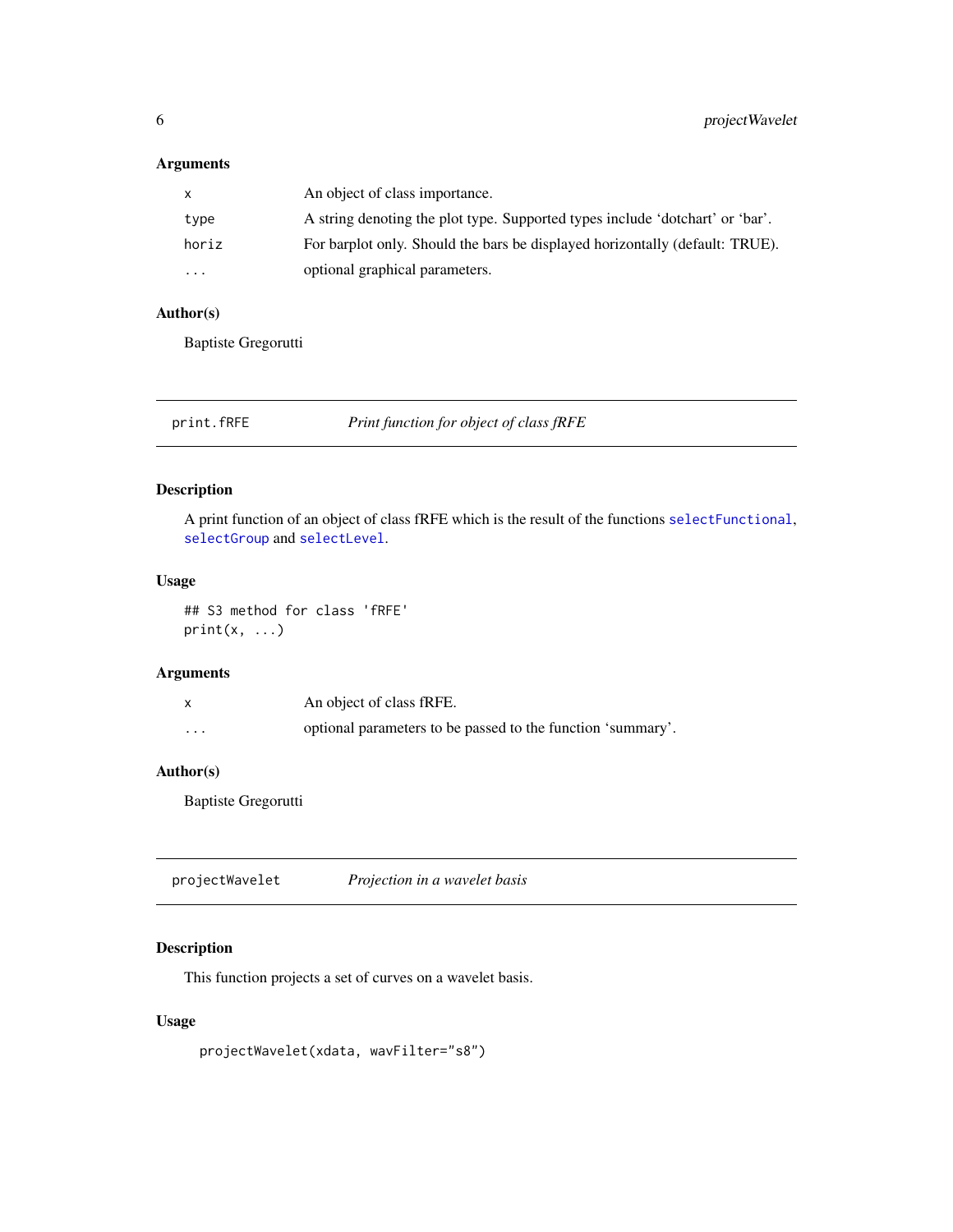### Arguments

| | |
|---|---|
| x | An object of class importance. |
| type | A string denoting the plot type. Supported types include 'dotchart' or 'bar'. |
| horiz | For barplot only. Should the bars be displayed horizontally (default: TRUE). |
| ... | optional graphical parameters. |

### Author(s)

Baptiste Gregorutti

---

## print.fRFE — *Print function for object of class fRFE*

---

### Description

A print function of an object of class fRFE which is the result of the functions selectFunctional, selectGroup and selectLevel.

### Usage

```
## S3 method for class 'fRFE'
print(x, ...)
```

### Arguments

| | |
|---|---|
| x | An object of class fRFE. |
| ... | optional parameters to be passed to the function 'summary'. |

### Author(s)

Baptiste Gregorutti

---

## projectWavelet — *Projection in a wavelet basis*

---

### Description

This function projects a set of curves on a wavelet basis.

### Usage

```
projectWavelet(xdata, wavFilter="s8")
```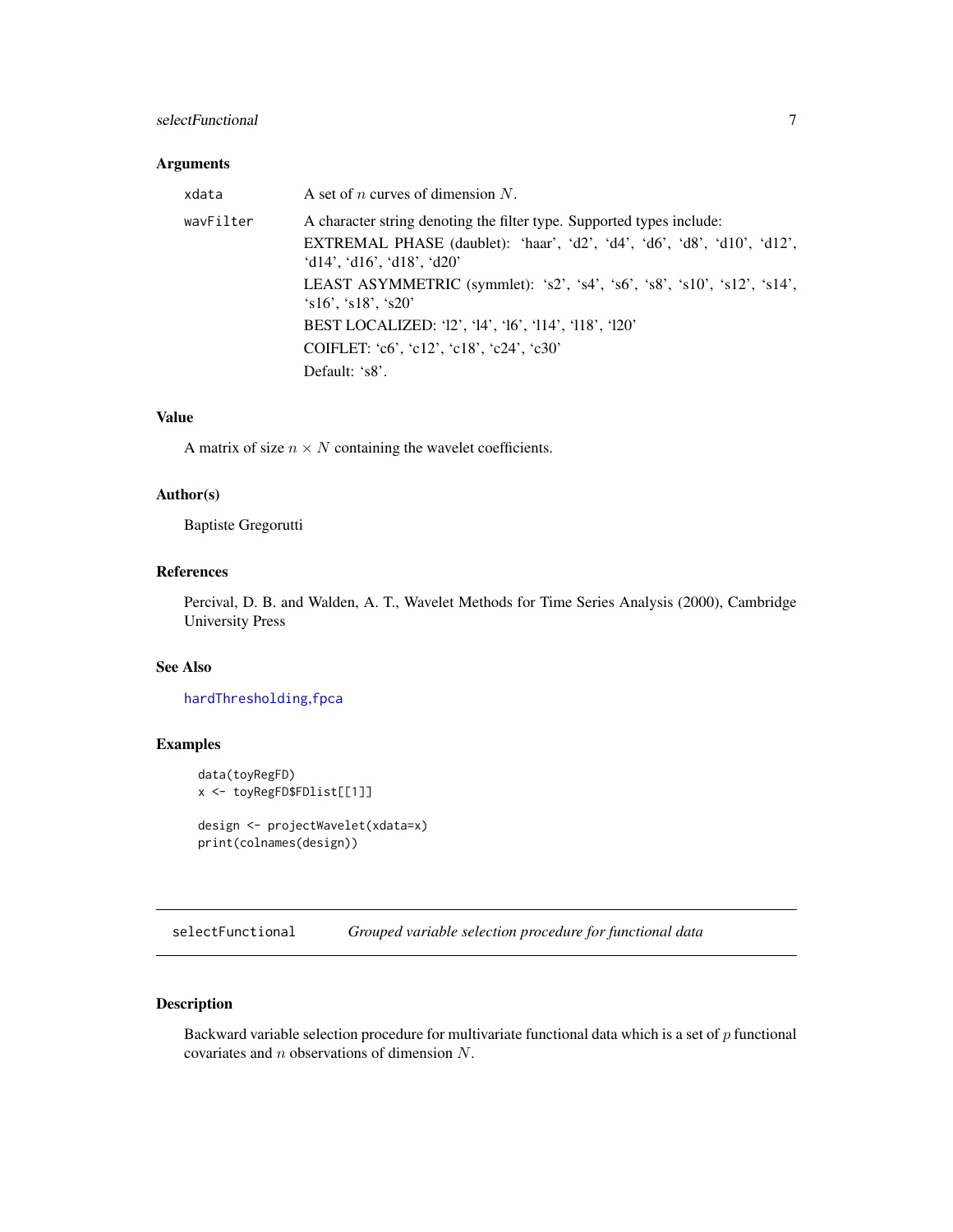### Arguments

| | |
|---|---|
| xdata | A set of $n$ curves of dimension $N$. |
| wavFilter | A character string denoting the filter type. Supported types include:<br>EXTREMAL PHASE (daublet): 'haar', 'd2', 'd4', 'd6', 'd8', 'd10', 'd12', 'd14', 'd16', 'd18', 'd20'<br>LEAST ASYMMETRIC (symmlet): 's2', 's4', 's6', 's8', 's10', 's12', 's14', 's16', 's18', 's20'<br>BEST LOCALIZED: 'l2', 'l4', 'l6', 'l14', 'l18', 'l20'<br>COIFLET: 'c6', 'c12', 'c18', 'c24', 'c30'<br>Default: 's8'. |

### Value

A matrix of size $n \times N$ containing the wavelet coefficients.

### Author(s)

Baptiste Gregorutti

### References

Percival, D. B. and Walden, A. T., Wavelet Methods for Time Series Analysis (2000), Cambridge University Press

### See Also

hardThresholding, fpca

### Examples

```
data(toyRegFD)
x <- toyRegFD$FDlist[[1]]

design <- projectWavelet(xdata=x)
print(colnames(design))
```

---

## selectFunctional    *Grouped variable selection procedure for functional data*

---

### Description

Backward variable selection procedure for multivariate functional data which is a set of $p$ functional covariates and $n$ observations of dimension $N$.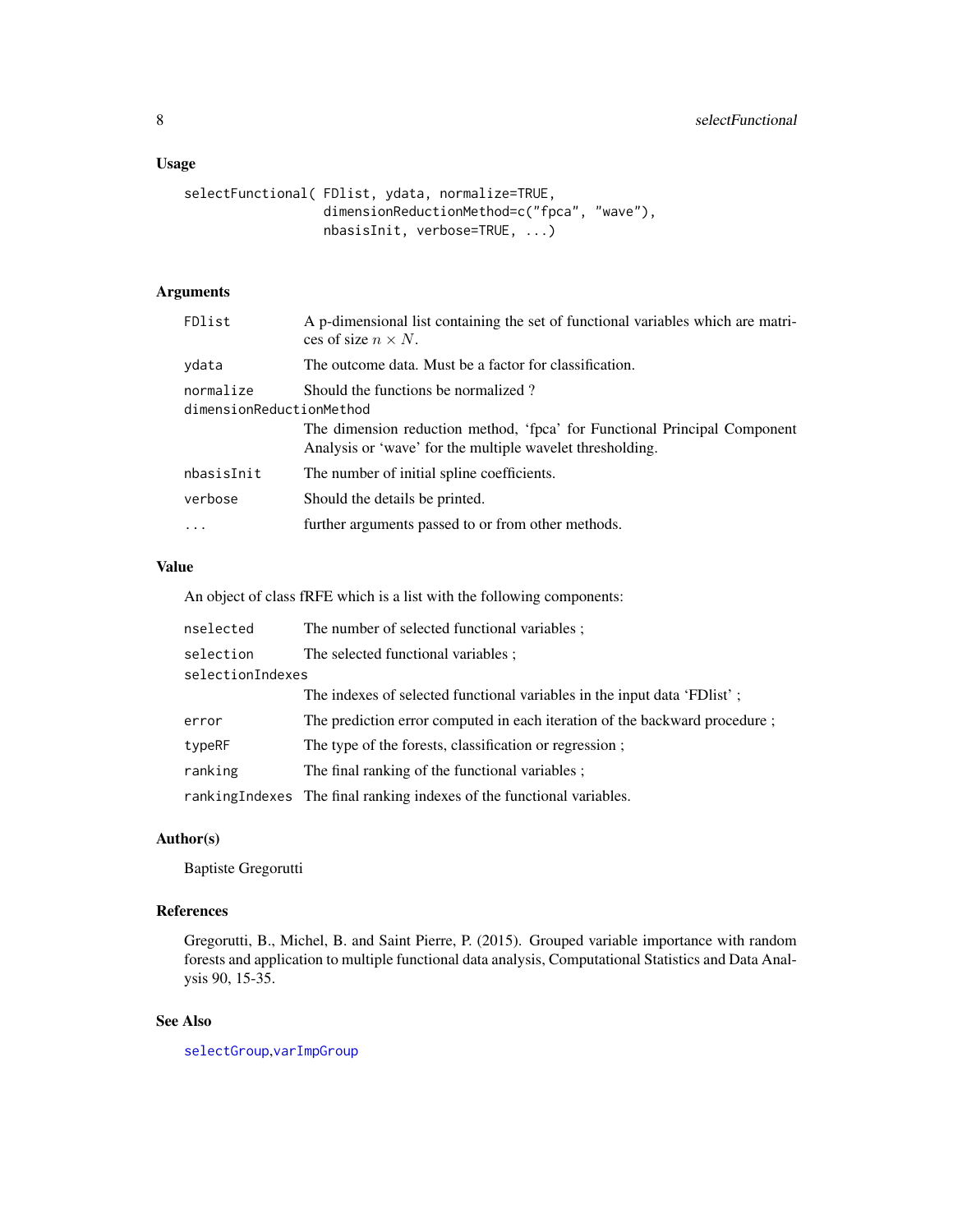## Usage

```
selectFunctional( FDlist, ydata, normalize=TRUE,
                  dimensionReductionMethod=c("fpca", "wave"),
                  nbasisInit, verbose=TRUE, ...)
```

## Arguments

| | |
|---|---|
| `FDlist` | A p-dimensional list containing the set of functional variables which are matrices of size $n \times N$. |
| `ydata` | The outcome data. Must be a factor for classification. |
| `normalize` | Should the functions be normalized ? |
| `dimensionReductionMethod` | The dimension reduction method, 'fpca' for Functional Principal Component Analysis or 'wave' for the multiple wavelet thresholding. |
| `nbasisInit` | The number of initial spline coefficients. |
| `verbose` | Should the details be printed. |
| `...` | further arguments passed to or from other methods. |

## Value

An object of class fRFE which is a list with the following components:

| | |
|---|---|
| `nselected` | The number of selected functional variables ; |
| `selection` | The selected functional variables ; |
| `selectionIndexes` | The indexes of selected functional variables in the input data 'FDlist' ; |
| `error` | The prediction error computed in each iteration of the backward procedure ; |
| `typeRF` | The type of the forests, classification or regression ; |
| `ranking` | The final ranking of the functional variables ; |
| `rankingIndexes` | The final ranking indexes of the functional variables. |

## Author(s)

Baptiste Gregorutti

## References

Gregorutti, B., Michel, B. and Saint Pierre, P. (2015). Grouped variable importance with random forests and application to multiple functional data analysis, Computational Statistics and Data Analysis 90, 15-35.

## See Also

selectGroup,varImpGroup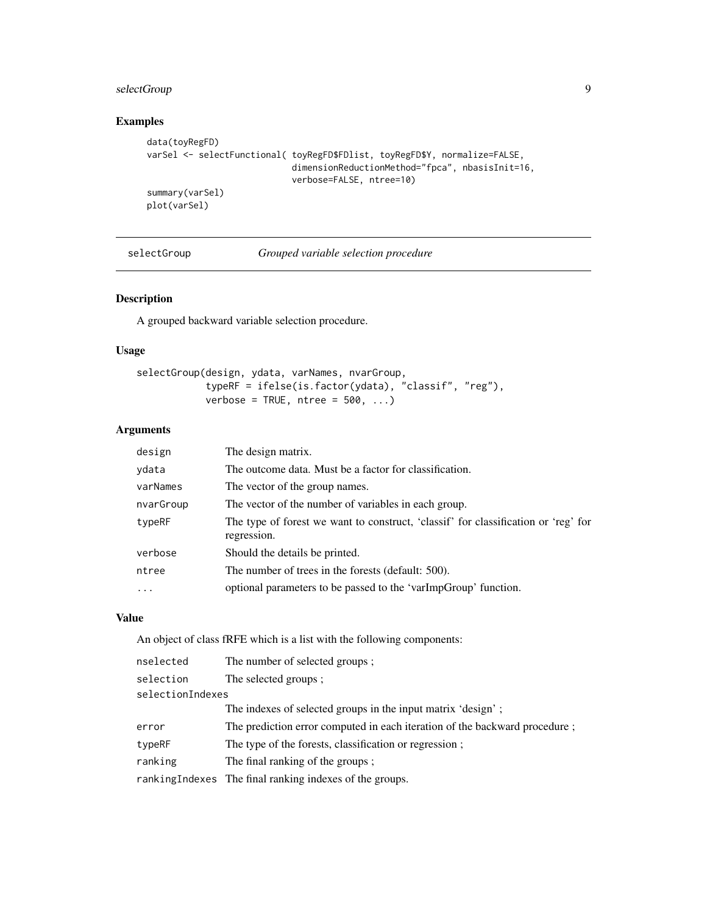## Examples

```
data(toyRegFD)
varSel <- selectFunctional( toyRegFD$FDlist, toyRegFD$Y, normalize=FALSE,
                            dimensionReductionMethod="fpca", nbasisInit=16,
                            verbose=FALSE, ntree=10)
summary(varSel)
plot(varSel)
```

---

selectGroup *Grouped variable selection procedure*

---

## Description

A grouped backward variable selection procedure.

## Usage

```
selectGroup(design, ydata, varNames, nvarGroup,
            typeRF = ifelse(is.factor(ydata), "classif", "reg"),
            verbose = TRUE, ntree = 500, ...)
```

## Arguments

| | |
|---|---|
| `design` | The design matrix. |
| `ydata` | The outcome data. Must be a factor for classification. |
| `varNames` | The vector of the group names. |
| `nvarGroup` | The vector of the number of variables in each group. |
| `typeRF` | The type of forest we want to construct, 'classif' for classification or 'reg' for regression. |
| `verbose` | Should the details be printed. |
| `ntree` | The number of trees in the forests (default: 500). |
| `...` | optional parameters to be passed to the 'varImpGroup' function. |

## Value

An object of class fRFE which is a list with the following components:

| | |
|---|---|
| `nselected` | The number of selected groups ; |
| `selection` | The selected groups ; |
| `selectionIndexes` | The indexes of selected groups in the input matrix 'design' ; |
| `error` | The prediction error computed in each iteration of the backward procedure ; |
| `typeRF` | The type of the forests, classification or regression ; |
| `ranking` | The final ranking of the groups ; |
| `rankingIndexes` | The final ranking indexes of the groups. |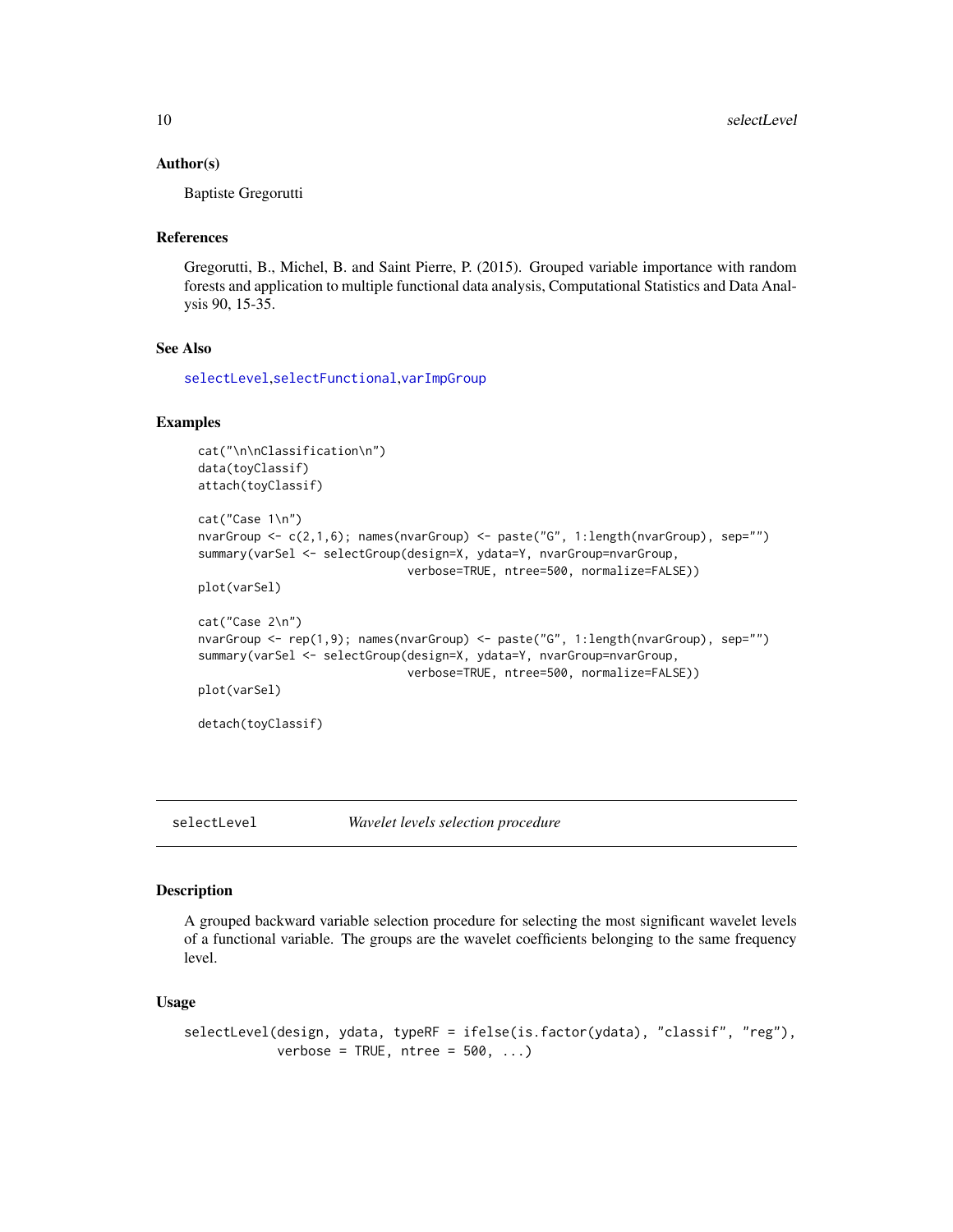### Author(s)

Baptiste Gregorutti

### References

Gregorutti, B., Michel, B. and Saint Pierre, P. (2015). Grouped variable importance with random forests and application to multiple functional data analysis, Computational Statistics and Data Analysis 90, 15-35.

### See Also

selectLevel, selectFunctional, varImpGroup

### Examples

```
cat("\n\nClassification\n")
data(toyClassif)
attach(toyClassif)

cat("Case 1\n")
nvarGroup <- c(2,1,6); names(nvarGroup) <- paste("G", 1:length(nvarGroup), sep="")
summary(varSel <- selectGroup(design=X, ydata=Y, nvarGroup=nvarGroup,
                              verbose=TRUE, ntree=500, normalize=FALSE))
plot(varSel)

cat("Case 2\n")
nvarGroup <- rep(1,9); names(nvarGroup) <- paste("G", 1:length(nvarGroup), sep="")
summary(varSel <- selectGroup(design=X, ydata=Y, nvarGroup=nvarGroup,
                              verbose=TRUE, ntree=500, normalize=FALSE))
plot(varSel)

detach(toyClassif)
```

---

## selectLevel — *Wavelet levels selection procedure*

### Description

A grouped backward variable selection procedure for selecting the most significant wavelet levels of a functional variable. The groups are the wavelet coefficients belonging to the same frequency level.

### Usage

```
selectLevel(design, ydata, typeRF = ifelse(is.factor(ydata), "classif", "reg"),
            verbose = TRUE, ntree = 500, ...)
```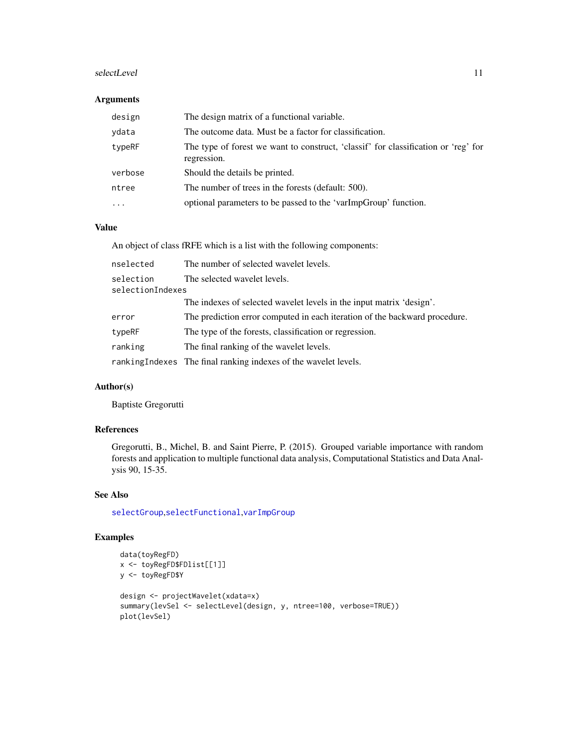### Arguments

| | |
|---|---|
| `design` | The design matrix of a functional variable. |
| `ydata` | The outcome data. Must be a factor for classification. |
| `typeRF` | The type of forest we want to construct, 'classif' for classification or 'reg' for regression. |
| `verbose` | Should the details be printed. |
| `ntree` | The number of trees in the forests (default: 500). |
| `...` | optional parameters to be passed to the 'varImpGroup' function. |

### Value

An object of class fRFE which is a list with the following components:

| | |
|---|---|
| `nselected` | The number of selected wavelet levels. |
| `selection` | The selected wavelet levels. |
| `selectionIndexes` | The indexes of selected wavelet levels in the input matrix 'design'. |
| `error` | The prediction error computed in each iteration of the backward procedure. |
| `typeRF` | The type of the forests, classification or regression. |
| `ranking` | The final ranking of the wavelet levels. |
| `rankingIndexes` | The final ranking indexes of the wavelet levels. |

### Author(s)

Baptiste Gregorutti

### References

Gregorutti, B., Michel, B. and Saint Pierre, P. (2015). Grouped variable importance with random forests and application to multiple functional data analysis, Computational Statistics and Data Analysis 90, 15-35.

### See Also

`selectGroup`, `selectFunctional`, `varImpGroup`

### Examples

```
data(toyRegFD)
x <- toyRegFD$FDlist[[1]]
y <- toyRegFD$Y

design <- projectWavelet(xdata=x)
summary(levSel <- selectLevel(design, y, ntree=100, verbose=TRUE))
plot(levSel)
```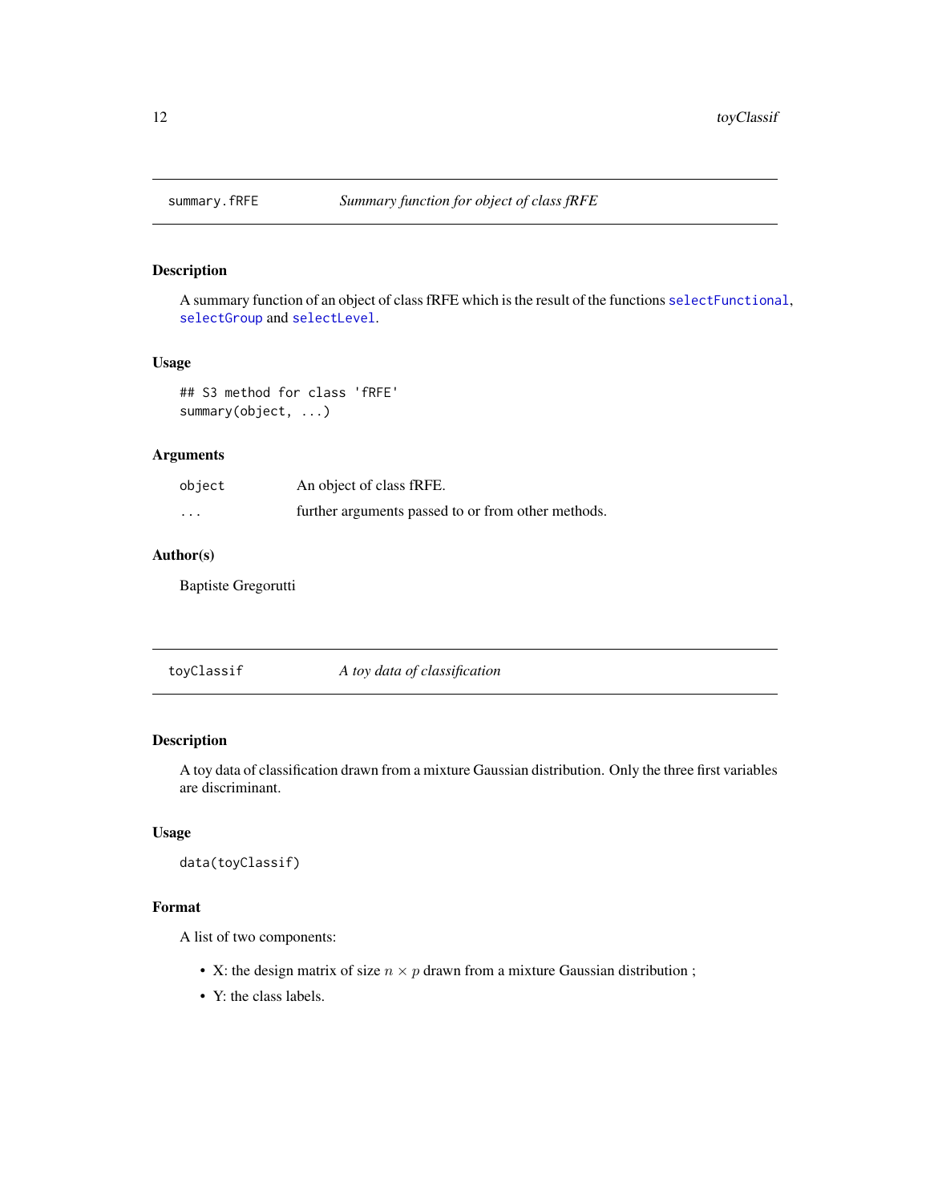## summary.fRFE — *Summary function for object of class fRFE*

### Description

A summary function of an object of class fRFE which is the result of the functions `selectFunctional`, `selectGroup` and `selectLevel`.

### Usage

```
## S3 method for class 'fRFE'
summary(object, ...)
```

### Arguments

| | |
|---|---|
| `object` | An object of class fRFE. |
| `...` | further arguments passed to or from other methods. |

### Author(s)

Baptiste Gregorutti

## toyClassif — *A toy data of classification*

### Description

A toy data of classification drawn from a mixture Gaussian distribution. Only the three first variables are discriminant.

### Usage

```
data(toyClassif)
```

### Format

A list of two components:

- X: the design matrix of size $n \times p$ drawn from a mixture Gaussian distribution ;
- Y: the class labels.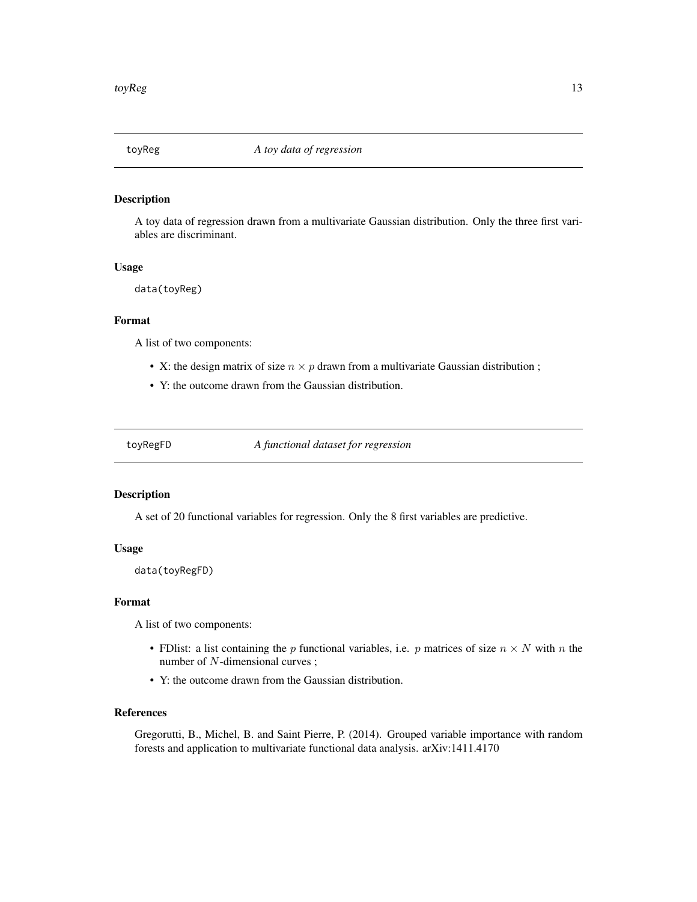## toyReg *A toy data of regression*

### Description

A toy data of regression drawn from a multivariate Gaussian distribution. Only the three first variables are discriminant.

### Usage

```
data(toyReg)
```

### Format

A list of two components:

- X: the design matrix of size $n \times p$ drawn from a multivariate Gaussian distribution ;
- Y: the outcome drawn from the Gaussian distribution.

## toyRegFD *A functional dataset for regression*

### Description

A set of 20 functional variables for regression. Only the 8 first variables are predictive.

### Usage

```
data(toyRegFD)
```

### Format

A list of two components:

- FDlist: a list containing the $p$ functional variables, i.e. $p$ matrices of size $n \times N$ with $n$ the number of $N$-dimensional curves ;
- Y: the outcome drawn from the Gaussian distribution.

### References

Gregorutti, B., Michel, B. and Saint Pierre, P. (2014). Grouped variable importance with random forests and application to multivariate functional data analysis. arXiv:1411.4170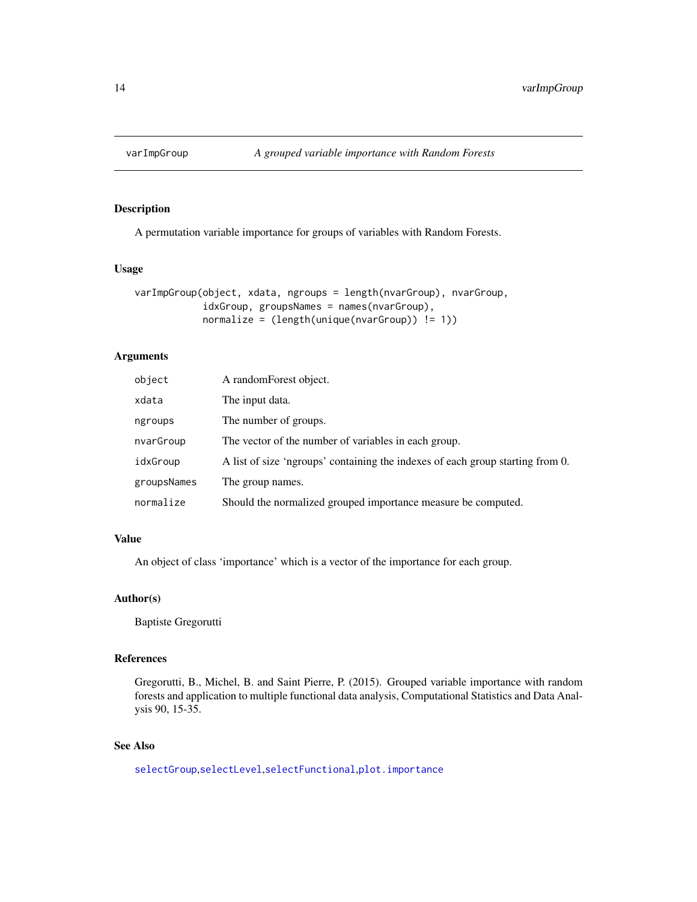# varImpGroup — *A grouped variable importance with Random Forests*

## Description

A permutation variable importance for groups of variables with Random Forests.

## Usage

```
varImpGroup(object, xdata, ngroups = length(nvarGroup), nvarGroup,
            idxGroup, groupsNames = names(nvarGroup),
            normalize = (length(unique(nvarGroup)) != 1))
```

## Arguments

| | |
|---|---|
| `object` | A randomForest object. |
| `xdata` | The input data. |
| `ngroups` | The number of groups. |
| `nvarGroup` | The vector of the number of variables in each group. |
| `idxGroup` | A list of size 'ngroups' containing the indexes of each group starting from 0. |
| `groupsNames` | The group names. |
| `normalize` | Should the normalized grouped importance measure be computed. |

## Value

An object of class 'importance' which is a vector of the importance for each group.

## Author(s)

Baptiste Gregorutti

## References

Gregorutti, B., Michel, B. and Saint Pierre, P. (2015). Grouped variable importance with random forests and application to multiple functional data analysis, Computational Statistics and Data Analysis 90, 15-35.

## See Also

`selectGroup`, `selectLevel`, `selectFunctional`, `plot.importance`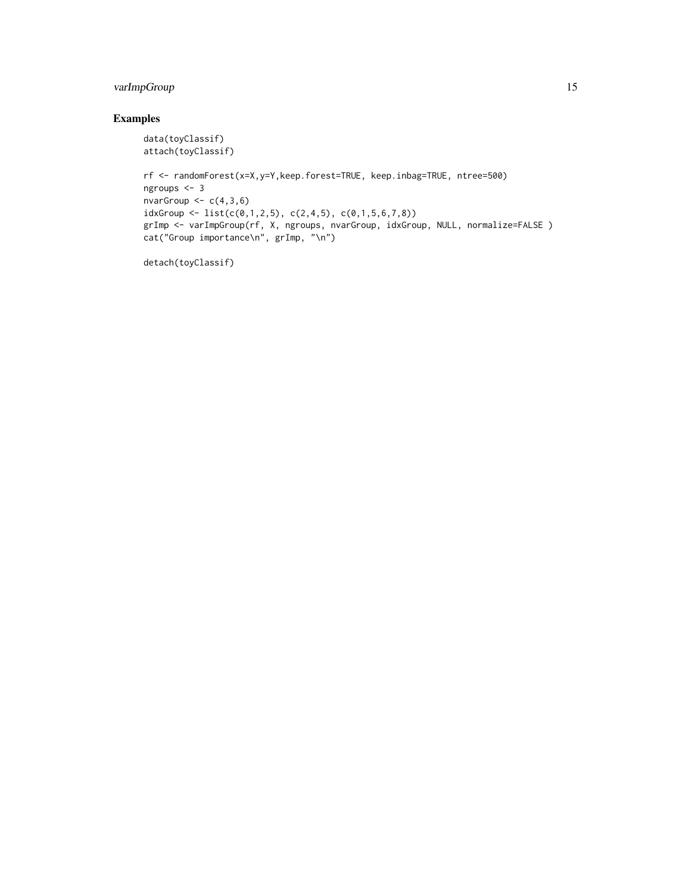## Examples

```
data(toyClassif)
attach(toyClassif)

rf <- randomForest(x=X,y=Y,keep.forest=TRUE, keep.inbag=TRUE, ntree=500)
ngroups <- 3
nvarGroup <- c(4,3,6)
idxGroup <- list(c(0,1,2,5), c(2,4,5), c(0,1,5,6,7,8))
grImp <- varImpGroup(rf, X, ngroups, nvarGroup, idxGroup, NULL, normalize=FALSE )
cat("Group importance\n", grImp, "\n")

detach(toyClassif)
```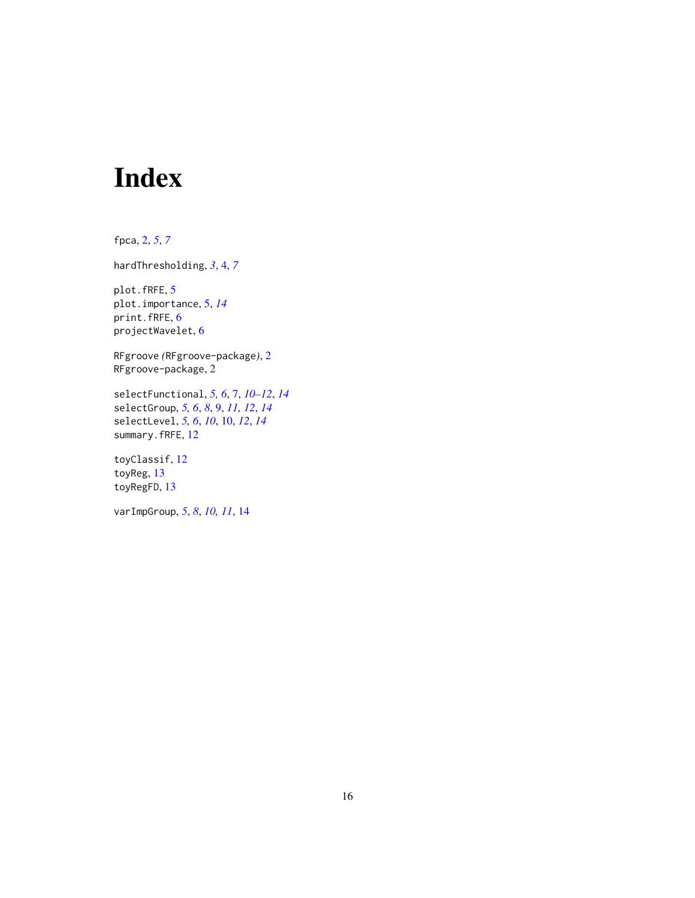# Index

fpca, 2, *5*, *7*

hardThresholding, *3*, 4, *7*

plot.fRFE, 5
plot.importance, 5, *14*
print.fRFE, 6
projectWavelet, 6

RFgroove *(*RFgroove-package*)*, 2
RFgroove-package, 2

selectFunctional, *5, 6*, 7, *10–12*, *14*
selectGroup, *5, 6*, *8*, 9, *11, 12*, *14*
selectLevel, *5, 6*, *10*, 10, *12*, *14*
summary.fRFE, 12

toyClassif, 12
toyReg, 13
toyRegFD, 13

varImpGroup, *5*, *8*, *10, 11*, 14